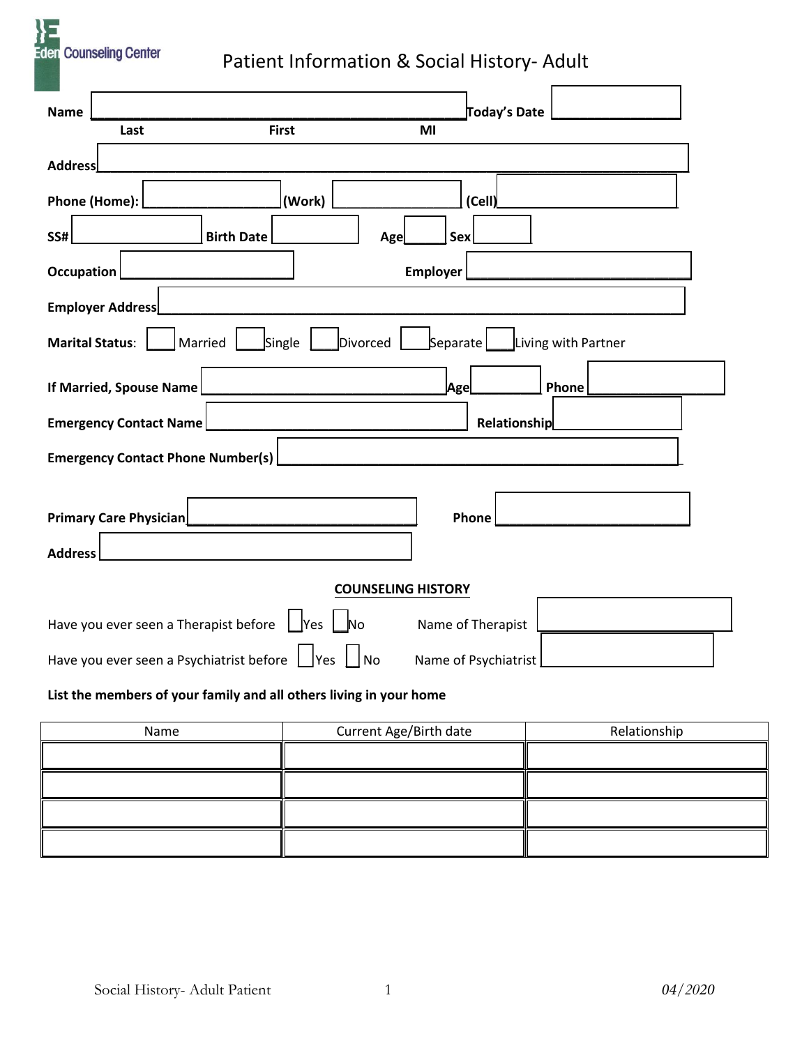Eden Counseling Center

# Patient Information & Social History- Adult

**Name** ______________________________________ **Today's Date** ______________

**Last** **First** **MI**

**Address** ________________________________________________________________

**Phone (Home):** ________________ **(Work)** ________________ **(Cell)** ________________

**SS#** ______________ **Birth Date** ____________ **Age** _____ **Sex** _______

**Occupation** ____________________ **Employer** ___________________________

**Employer Address** _______________________________________________________

**Marital Status**: ____ Married ____ Single ____ Divorced ____ Separate ____ Living with Partner

**If Married, Spouse Name** ____________________________ **Age** ________ **Phone** ______________

**Emergency Contact Name** ____________________________ **Relationship** ______________

**Emergency Contact Phone Number(s)** ______________________________________________

**Primary Care Physician** __________________________ **Phone** ______________________

**Address** __________________________________

## COUNSELING HISTORY

Have you ever seen a Therapist before __Yes __No Name of Therapist ____________________

Have you ever seen a Psychiatrist before __Yes __No Name of Psychiatrist ____________________

**List the members of your family and all others living in your home**

| Name | Current Age/Birth date | Relationship |
|---|---|---|
| | | |
| | | |
| | | |
| | | |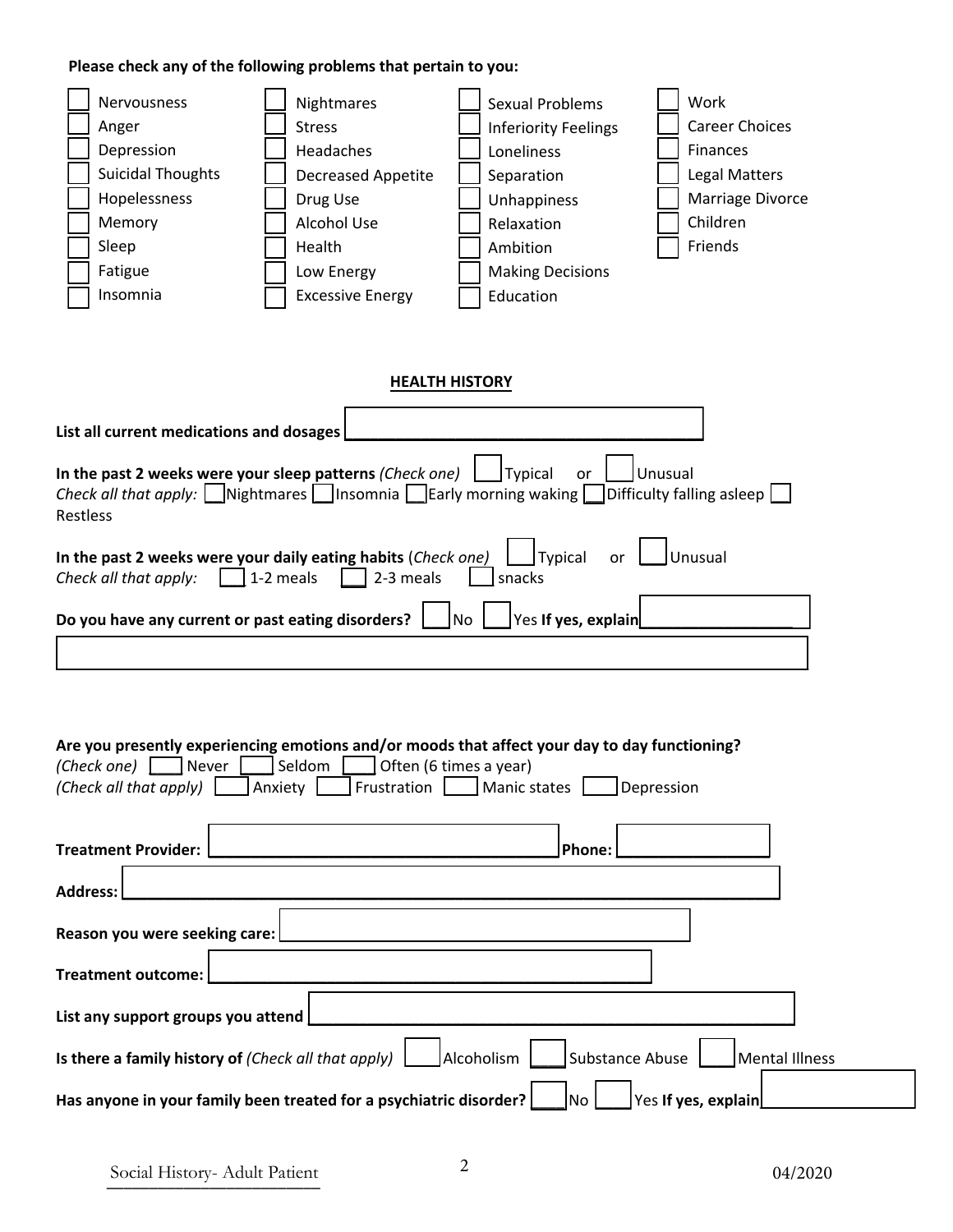**Please check any of the following problems that pertain to you:**

- [ ] Nervousness
- [ ] Anger
- [ ] Depression
- [ ] Suicidal Thoughts
- [ ] Hopelessness
- [ ] Memory
- [ ] Sleep
- [ ] Fatigue
- [ ] Insomnia
- [ ] Nightmares
- [ ] Stress
- [ ] Headaches
- [ ] Decreased Appetite
- [ ] Drug Use
- [ ] Alcohol Use
- [ ] Health
- [ ] Low Energy
- [ ] Excessive Energy
- [ ] Sexual Problems
- [ ] Inferiority Feelings
- [ ] Loneliness
- [ ] Separation
- [ ] Unhappiness
- [ ] Relaxation
- [ ] Ambition
- [ ] Making Decisions
- [ ] Education
- [ ] Work
- [ ] Career Choices
- [ ] Finances
- [ ] Legal Matters
- [ ] Marriage Divorce
- [ ] Children
- [ ] Friends

## HEALTH HISTORY

**List all current medications and dosages** ________________________________________

**In the past 2 weeks were your sleep patterns** *(Check one)* [ ] Typical or [ ] Unusual
*Check all that apply:* [ ] Nightmares [ ] Insomnia [ ] Early morning waking [ ] Difficulty falling asleep [ ] Restless

**In the past 2 weeks were your daily eating habits** (*Check one)* [ ] Typical or [ ] Unusual
*Check all that apply:* [ ] 1-2 meals [ ] 2-3 meals [ ] snacks

**Do you have any current or past eating disorders?** [ ] No [ ] Yes **If yes, explain** ________________

________________________________________________________________________

**Are you presently experiencing emotions and/or moods that affect your day to day functioning?**
*(Check one)* [ ] Never [ ] Seldom [ ] Often (6 times a year)
*(Check all that apply)* [ ] Anxiety [ ] Frustration [ ] Manic states [ ] Depression

**Treatment Provider:** ________________________________________ **Phone:** ________________

**Address:** ________________________________________________________________________

**Reason you were seeking care:** ________________________________________

**Treatment outcome:** ________________________________________

**List any support groups you attend** ________________________________________

**Is there a family history of** *(Check all that apply)* [ ] Alcoholism [ ] Substance Abuse [ ] Mental Illness

**Has anyone in your family been treated for a psychiatric disorder?** [ ] No [ ] Yes **If yes, explain** ________________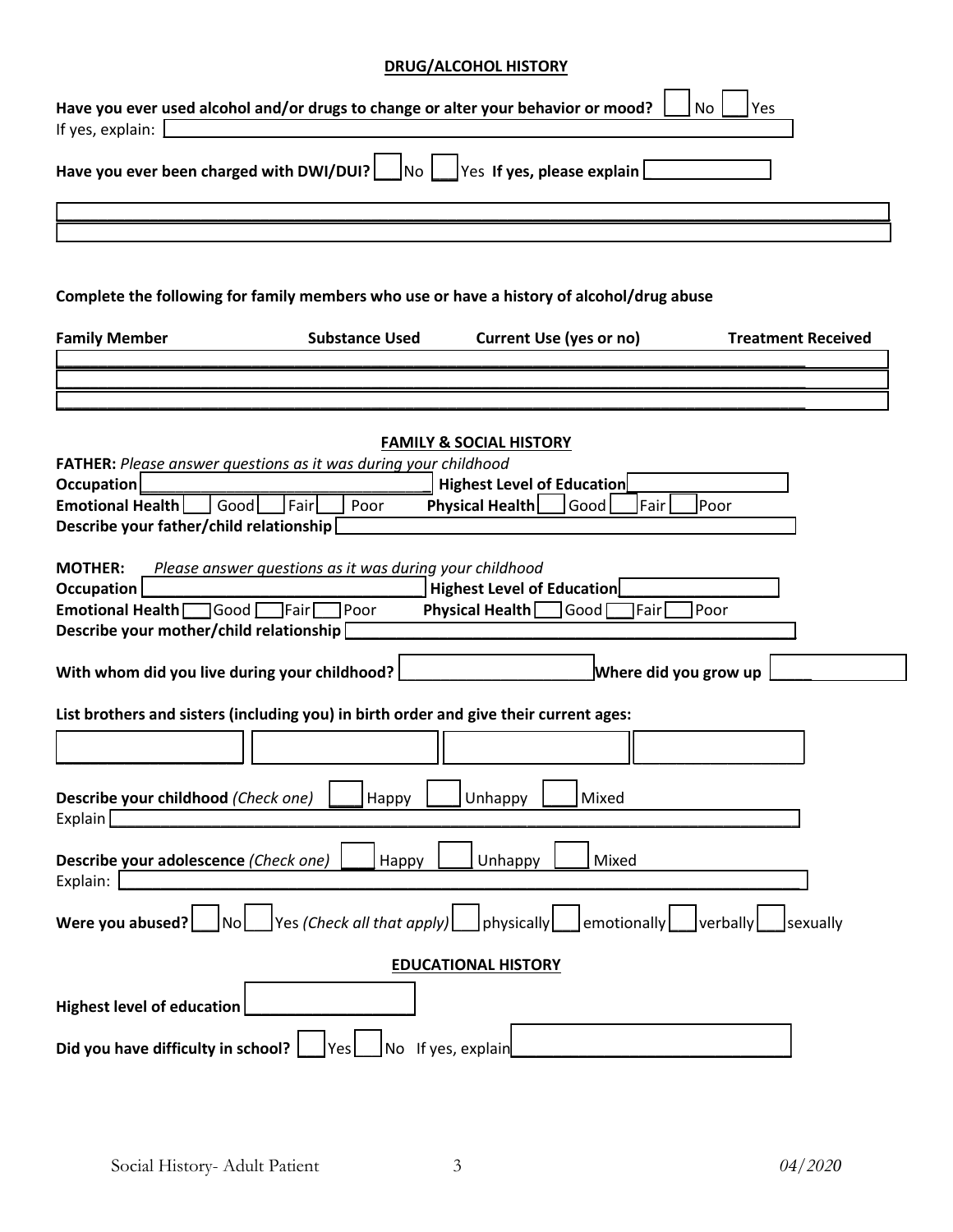## DRUG/ALCOHOL HISTORY

**Have you ever used alcohol and/or drugs to change or alter your behavior or mood?** ☐ No ☐ Yes

If yes, explain: ______________________

**Have you ever been charged with DWI/DUI?** ☐ No ☐ Yes **If yes, please explain** ______________________

______________________

______________________

**Complete the following for family members who use or have a history of alcohol/drug abuse**

| Family Member | Substance Used | Current Use (yes or no) | Treatment Received |
|---|---|---|---|
| | | | |
| | | | |
| | | | |

## FAMILY & SOCIAL HISTORY

**FATHER:** *Please answer questions as it was during your childhood*

**Occupation** ______________________ **Highest Level of Education** ______________________

**Emotional Health** ☐ Good ☐ Fair ☐ Poor **Physical Health** ☐ Good ☐ Fair ☐ Poor

**Describe your father/child relationship** ______________________

**MOTHER:** *Please answer questions as it was during your childhood*

**Occupation** ______________________ **Highest Level of Education** ______________________

**Emotional Health** ☐ Good ☐ Fair ☐ Poor **Physical Health** ☐ Good ☐ Fair ☐ Poor

**Describe your mother/child relationship** ______________________

**With whom did you live during your childhood?** ______________________ **Where did you grow up** ______________________

**List brothers and sisters (including you) in birth order and give their current ages:**

______________________ ______________________ ______________________ ______________________

**Describe your childhood** *(Check one)* ☐ Happy ☐ Unhappy ☐ Mixed

Explain ______________________

**Describe your adolescence** *(Check one)* ☐ Happy ☐ Unhappy ☐ Mixed

Explain: ______________________

**Were you abused?** ☐ No ☐ Yes *(Check all that apply)* ☐ physically ☐ emotionally ☐ verbally ☐ sexually

## EDUCATIONAL HISTORY

**Highest level of education** ______________________

**Did you have difficulty in school?** ☐ Yes ☐ No If yes, explain ______________________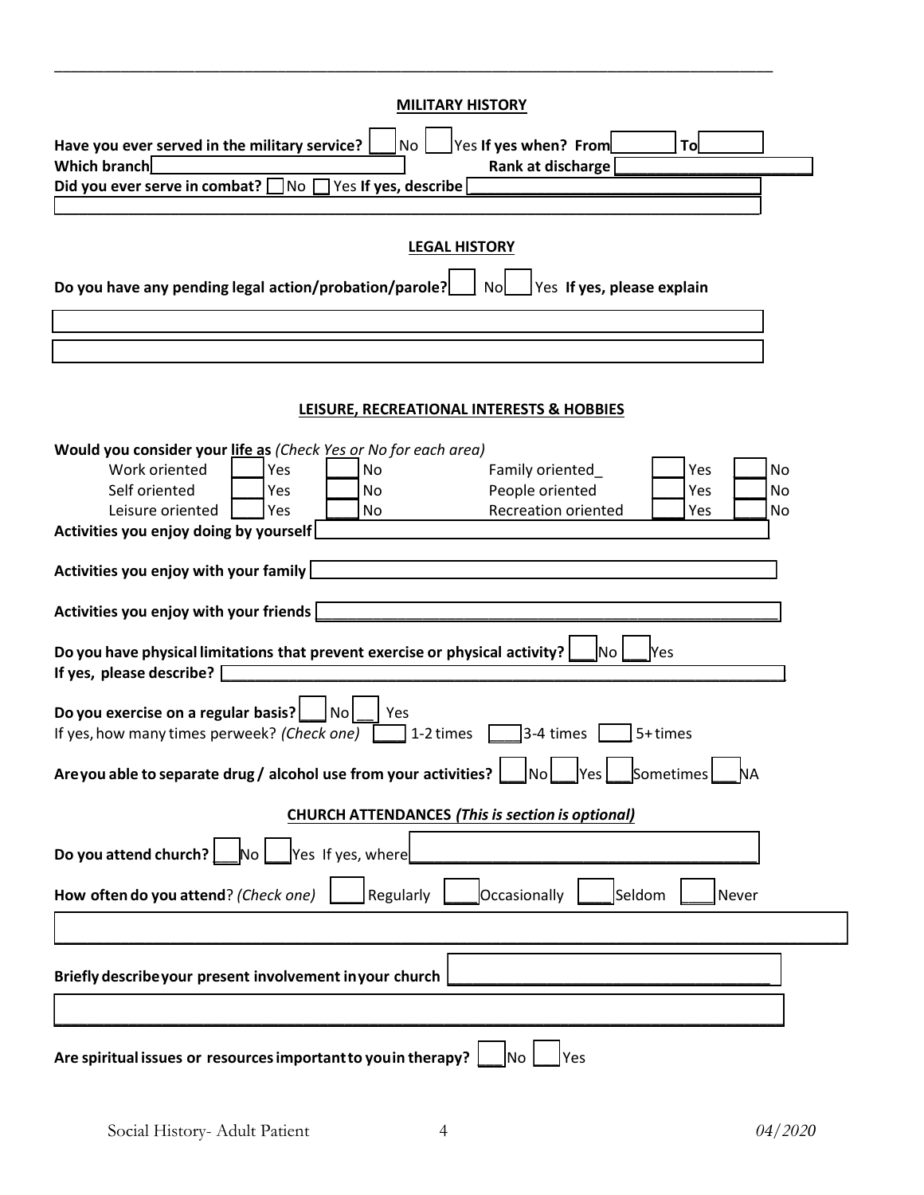## MILITARY HISTORY

**Have you ever served in the military service?** ___ No ___ Yes **If yes when? From** ________ **To** ________

**Which branch** ____________________ **Rank at discharge** ____________________

**Did you ever serve in combat?** ☐ No ☐ Yes **If yes, describe** ____________________

______________________________________________________________________

## LEGAL HISTORY

**Do you have any pending legal action/probation/parole?** ___ No ___ Yes **If yes, please explain**

______________________________________________________________________

______________________________________________________________________

## LEISURE, RECREATIONAL INTERESTS & HOBBIES

**Would you consider your life as** *(Check Yes or No for each area)*

| | | | | | |
|---|---|---|---|---|---|
| Work oriented | ___ Yes | ___ No | Family oriented_ | ___ Yes | ___ No |
| Self oriented | ___ Yes | ___ No | People oriented | ___ Yes | ___ No |
| Leisure oriented | ___ Yes | ___ No | Recreation oriented | ___ Yes | ___ No |

**Activities you enjoy doing by yourself** ____________________

**Activities you enjoy with your family** ____________________

**Activities you enjoy with your friends** ____________________

**Do you have physical limitations that prevent exercise or physical activity?** ___ No ___ Yes

**If yes, please describe?** ____________________

**Do you exercise on a regular basis?** ___ No ___ Yes

If yes, how many times perweek? *(Check one)* ___ 1-2 times ___ 3-4 times ___ 5+ times

**Areyou able to separate drug / alcohol use from your activities?** ___ No ___ Yes ___ Sometimes ___ NA

## CHURCH ATTENDANCES *(This is section is optional)*

**Do you attend church?** ___ No ___ Yes If yes, where ____________________

**How often do you attend**? *(Check one)* ___ Regularly ___ Occasionally ___ Seldom ___ Never

______________________________________________________________________

**Briefly describeyour present involvement inyour church** ____________________

______________________________________________________________________

**Are spiritual issues or resources importantto youin therapy?** ___ No ___ Yes